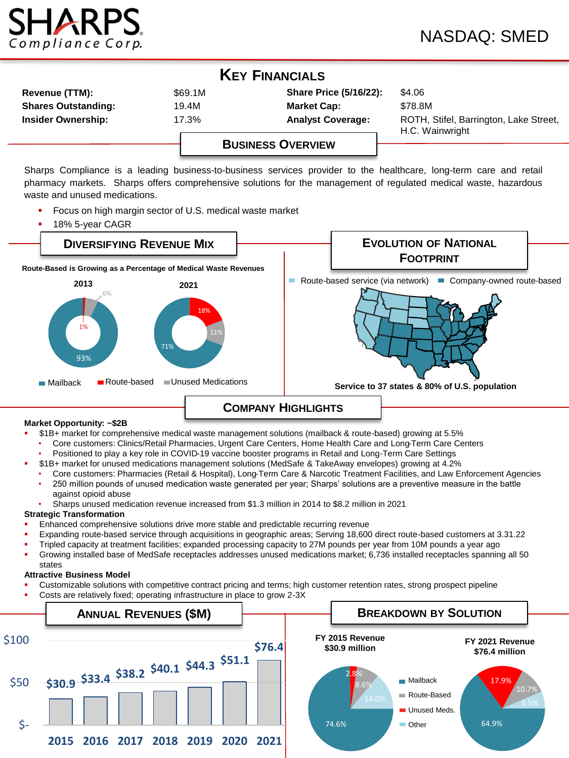# SHARPS Compliance Corp.

NASDAQ: SMED

## Key Financials

| | | | |
|---|---|---|---|
| **Revenue (TTM):** | $69.1M | **Share Price (5/16/22):** | $4.06 |
| **Shares Outstanding:** | 19.4M | **Market Cap:** | $78.8M |
| **Insider Ownership:** | 17.3% | **Analyst Coverage:** | ROTH, Stifel, Barrington, Lake Street, H.C. Wainwright |

## Business Overview

Sharps Compliance is a leading business-to-business services provider to the healthcare, long-term care and retail pharmacy markets. Sharps offers comprehensive solutions for the management of regulated medical waste, hazardous waste and unused medications.

- Focus on high margin sector of U.S. medical waste market
- 18% 5-year CAGR

## Diversifying Revenue Mix

**Route-Based is Growing as a Percentage of Medical Waste Revenues**

| | 2013 | 2021 |
|---|---|---|
| Mailback | 93% | 71% |
| Route-based | 1% | 18% |
| Unused Medications | 6% | 11% |

## Evolution of National Footprint

Route-based service (via network) / Company-owned route-based

**Service to 37 states & 80% of U.S. population**

## Company Highlights

**Market Opportunity: ~$2B**

- $1B+ market for comprehensive medical waste management solutions (mailback & route-based) growing at 5.5%
  - Core customers: Clinics/Retail Pharmacies, Urgent Care Centers, Home Health Care and Long-Term Care Centers
  - Positioned to play a key role in COVID-19 vaccine booster programs in Retail and Long-Term Care Settings
- $1B+ market for unused medications management solutions (MedSafe & TakeAway envelopes) growing at 4.2%
  - Core customers: Pharmacies (Retail & Hospital), Long-Term Care & Narcotic Treatment Facilities, and Law Enforcement Agencies
  - 250 million pounds of unused medication waste generated per year; Sharps' solutions are a preventive measure in the battle against opioid abuse
  - Sharps unused medication revenue increased from $1.3 million in 2014 to $8.2 million in 2021

**Strategic Transformation**

- Enhanced comprehensive solutions drive more stable and predictable recurring revenue
- Expanding route-based service through acquisitions in geographic areas; Serving 18,600 direct route-based customers at 3.31.22
- Tripled capacity at treatment facilities; expanded processing capacity to 27M pounds per year from 10M pounds a year ago
- Growing installed base of MedSafe receptacles addresses unused medications market; 6,736 installed receptacles spanning all 50 states

**Attractive Business Model**

- Customizable solutions with competitive contract pricing and terms; high customer retention rates, strong prospect pipeline
- Costs are relatively fixed; operating infrastructure in place to grow 2-3X

## Annual Revenues ($M)

| Year | 2015 | 2016 | 2017 | 2018 | 2019 | 2020 | 2021 |
|---|---|---|---|---|---|---|---|
| Revenue | $30.9 | $33.4 | $38.2 | $40.1 | $44.3 | $51.1 | $76.4 |

## Breakdown by Solution

| | FY 2015 Revenue $30.9 million | FY 2021 Revenue $76.4 million |
|---|---|---|
| Mailback | 74.6% | 64.9% |
| Route-Based | 8.6% | 10.7% |
| Unused Meds. | 2.8% | 17.9% |
| Other | 14.0% | 6.5% |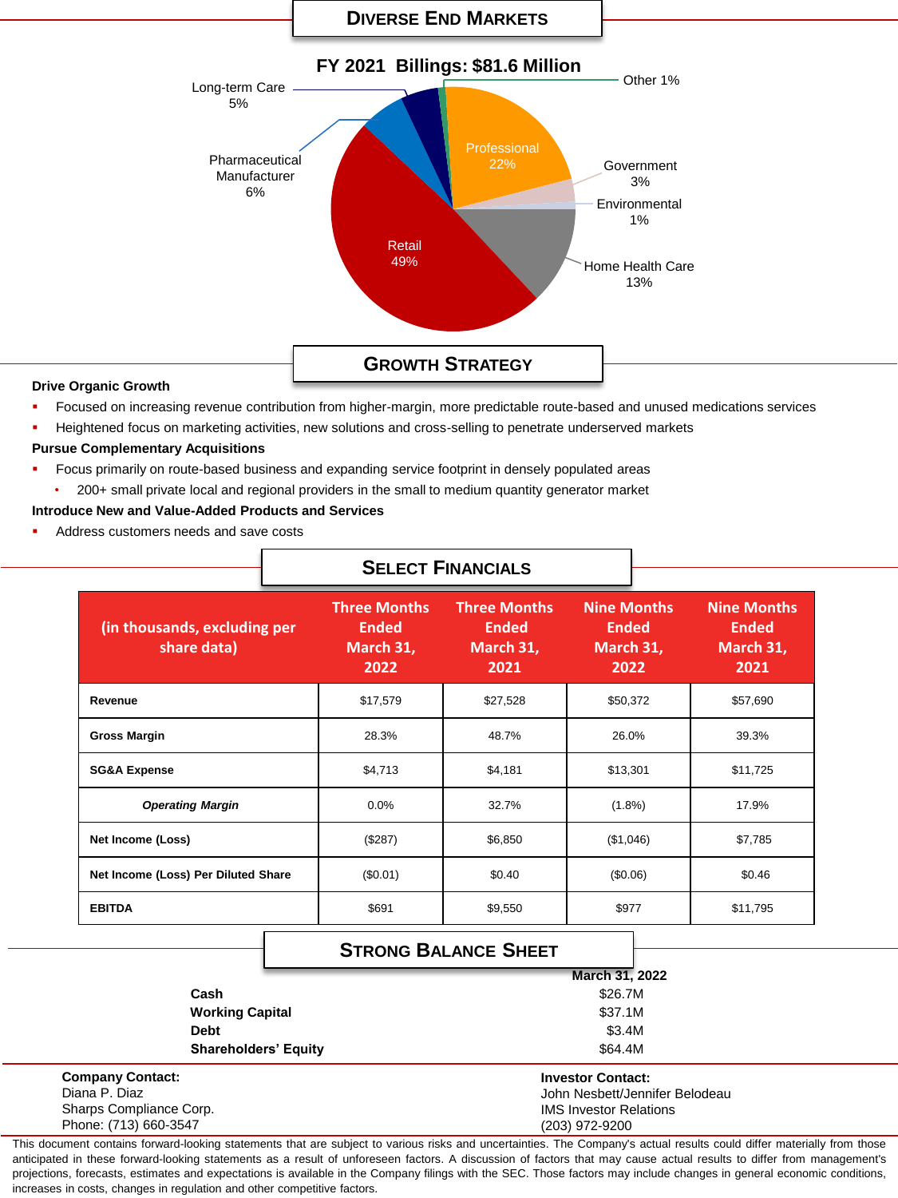## Diverse End Markets

FY 2021 Billings: $81.6 Million

Professional 22%

Government 3%

Environmental 1%

Home Health Care 13%

Retail 49%

Pharmaceutical Manufacturer 6%

Long-term Care 5%

Other 1%

## Growth Strategy

**Drive Organic Growth**

- Focused on increasing revenue contribution from higher-margin, more predictable route-based and unused medications services
- Heightened focus on marketing activities, new solutions and cross-selling to penetrate underserved markets

**Pursue Complementary Acquisitions**

- Focus primarily on route-based business and expanding service footprint in densely populated areas
  - 200+ small private local and regional providers in the small to medium quantity generator market

**Introduce New and Value-Added Products and Services**

- Address customers needs and save costs

## Select Financials

| (in thousands, excluding per share data) | Three Months Ended March 31, 2022 | Three Months Ended March 31, 2021 | Nine Months Ended March 31, 2022 | Nine Months Ended March 31, 2021 |
|---|---|---|---|---|
| **Revenue** | $17,579 | $27,528 | $50,372 | $57,690 |
| **Gross Margin** | 28.3% | 48.7% | 26.0% | 39.3% |
| **SG&A Expense** | $4,713 | $4,181 | $13,301 | $11,725 |
| ***Operating Margin*** | 0.0% | 32.7% | (1.8%) | 17.9% |
| **Net Income (Loss)** | ($287) | $6,850 | ($1,046) | $7,785 |
| **Net Income (Loss) Per Diluted Share** | ($0.01) | $0.40 | ($0.06) | $0.46 |
| **EBITDA** | $691 | $9,550 | $977 | $11,795 |

## Strong Balance Sheet

| | March 31, 2022 |
|---|---|
| **Cash** | $26.7M |
| **Working Capital** | $37.1M |
| **Debt** | $3.4M |
| **Shareholders' Equity** | $64.4M |

**Company Contact:**
Diana P. Diaz
Sharps Compliance Corp.
Phone: (713) 660-3547

**Investor Contact:**
John Nesbett/Jennifer Belodeau
IMS Investor Relations
(203) 972-9200

This document contains forward-looking statements that are subject to various risks and uncertainties. The Company's actual results could differ materially from those anticipated in these forward-looking statements as a result of unforeseen factors. A discussion of factors that may cause actual results to differ from management's projections, forecasts, estimates and expectations is available in the Company filings with the SEC. Those factors may include changes in general economic conditions, increases in costs, changes in regulation and other competitive factors.